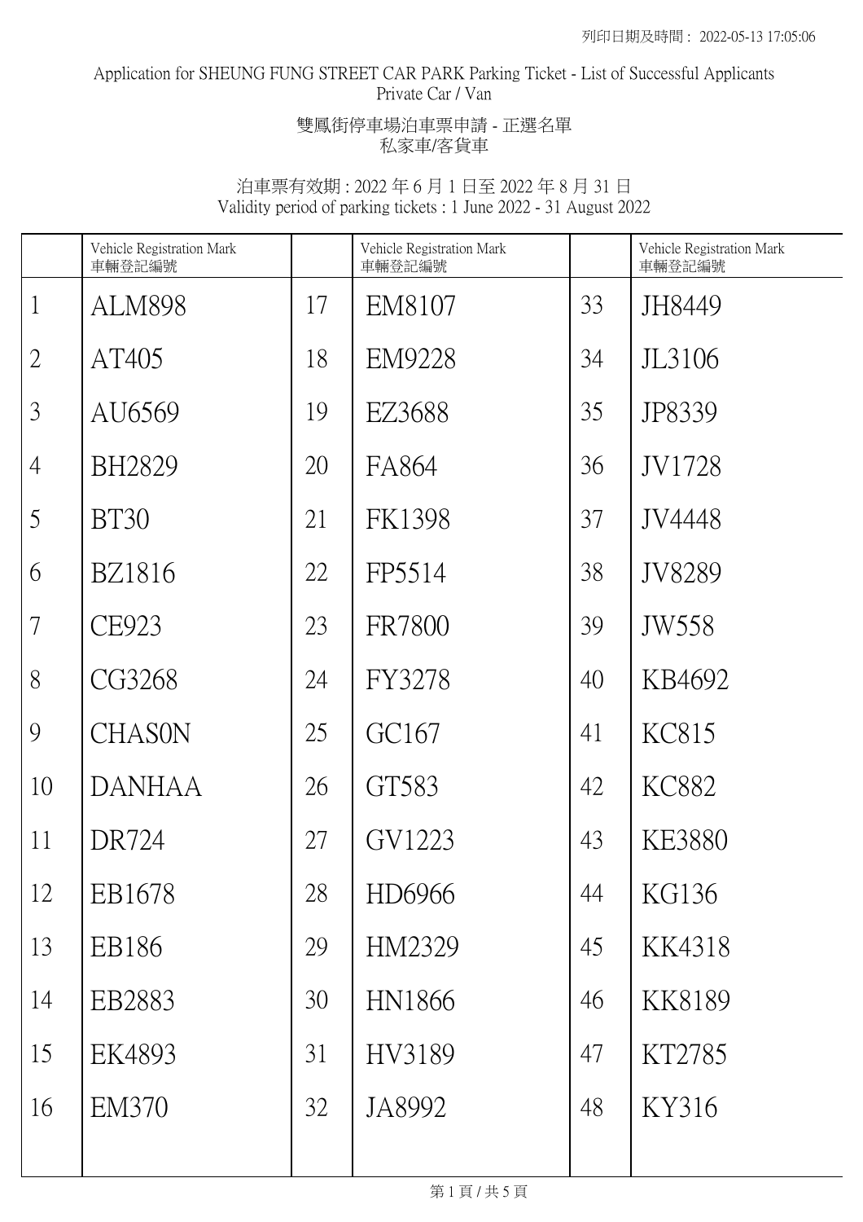列印日期及時間 : 2022-05-13 17:05:06

# Application for SHEUNG FUNG STREET CAR PARK Parking Ticket - List of Successful Applicants

## Private Car / Van

# 雙鳳街停車場泊車票申請 - 正選名單

## 私家車/客貨車

泊車票有效期 : 2022 年 6 月 1 日至 2022 年 8 月 31 日

Validity period of parking tickets : 1 June 2022 - 31 August 2022

| | Vehicle Registration Mark 車輛登記編號 | | Vehicle Registration Mark 車輛登記編號 | | Vehicle Registration Mark 車輛登記編號 |
|---|---|---|---|---|---|
| 1 | ALM898 | 17 | EM8107 | 33 | JH8449 |
| 2 | AT405 | 18 | EM9228 | 34 | JL3106 |
| 3 | AU6569 | 19 | EZ3688 | 35 | JP8339 |
| 4 | BH2829 | 20 | FA864 | 36 | JV1728 |
| 5 | BT30 | 21 | FK1398 | 37 | JV4448 |
| 6 | BZ1816 | 22 | FP5514 | 38 | JV8289 |
| 7 | CE923 | 23 | FR7800 | 39 | JW558 |
| 8 | CG3268 | 24 | FY3278 | 40 | KB4692 |
| 9 | CHAS0N | 25 | GC167 | 41 | KC815 |
| 10 | DANHAA | 26 | GT583 | 42 | KC882 |
| 11 | DR724 | 27 | GV1223 | 43 | KE3880 |
| 12 | EB1678 | 28 | HD6966 | 44 | KG136 |
| 13 | EB186 | 29 | HM2329 | 45 | KK4318 |
| 14 | EB2883 | 30 | HN1866 | 46 | KK8189 |
| 15 | EK4893 | 31 | HV3189 | 47 | KT2785 |
| 16 | EM370 | 32 | JA8992 | 48 | KY316 |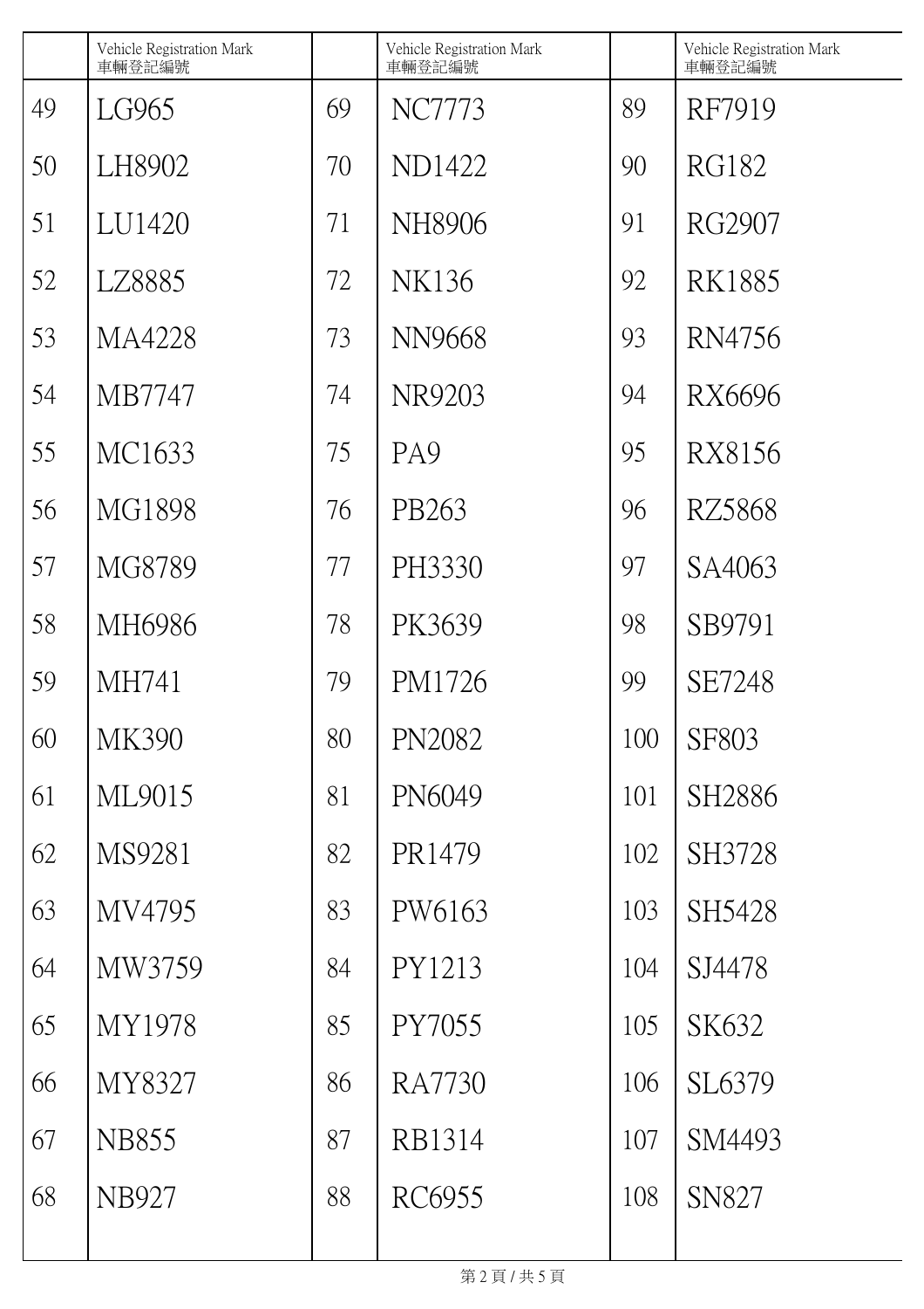| | Vehicle Registration Mark 車輛登記編號 | | Vehicle Registration Mark 車輛登記編號 | | Vehicle Registration Mark 車輛登記編號 |
|---|---|---|---|---|---|
| 49 | LG965 | 69 | NC7773 | 89 | RF7919 |
| 50 | LH8902 | 70 | ND1422 | 90 | RG182 |
| 51 | LU1420 | 71 | NH8906 | 91 | RG2907 |
| 52 | LZ8885 | 72 | NK136 | 92 | RK1885 |
| 53 | MA4228 | 73 | NN9668 | 93 | RN4756 |
| 54 | MB7747 | 74 | NR9203 | 94 | RX6696 |
| 55 | MC1633 | 75 | PA9 | 95 | RX8156 |
| 56 | MG1898 | 76 | PB263 | 96 | RZ5868 |
| 57 | MG8789 | 77 | PH3330 | 97 | SA4063 |
| 58 | MH6986 | 78 | PK3639 | 98 | SB9791 |
| 59 | MH741 | 79 | PM1726 | 99 | SE7248 |
| 60 | MK390 | 80 | PN2082 | 100 | SF803 |
| 61 | ML9015 | 81 | PN6049 | 101 | SH2886 |
| 62 | MS9281 | 82 | PR1479 | 102 | SH3728 |
| 63 | MV4795 | 83 | PW6163 | 103 | SH5428 |
| 64 | MW3759 | 84 | PY1213 | 104 | SJ4478 |
| 65 | MY1978 | 85 | PY7055 | 105 | SK632 |
| 66 | MY8327 | 86 | RA7730 | 106 | SL6379 |
| 67 | NB855 | 87 | RB1314 | 107 | SM4493 |
| 68 | NB927 | 88 | RC6955 | 108 | SN827 |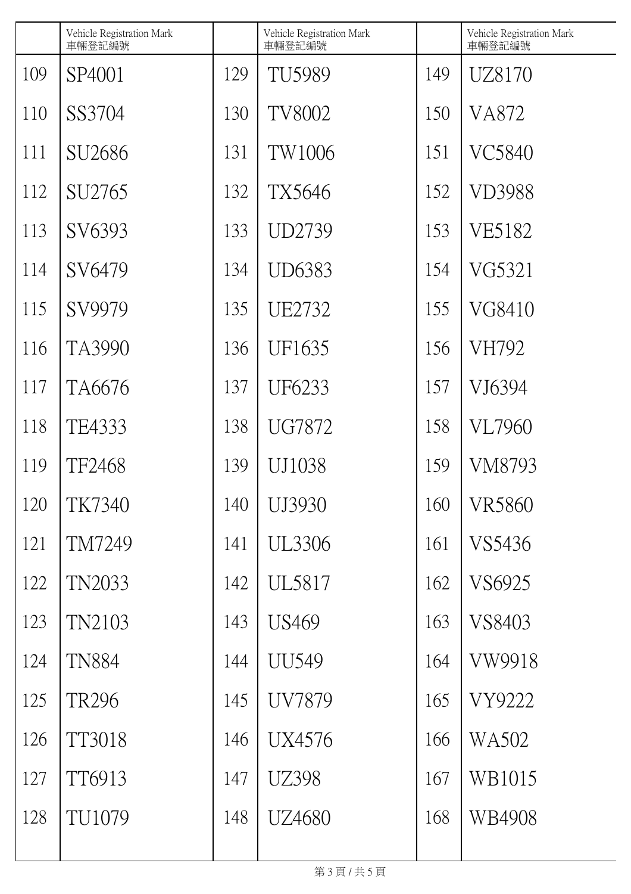|  | Vehicle Registration Mark 車輛登記編號 |  | Vehicle Registration Mark 車輛登記編號 |  | Vehicle Registration Mark 車輛登記編號 |
|---|---|---|---|---|---|
| 109 | SP4001 | 129 | TU5989 | 149 | UZ8170 |
| 110 | SS3704 | 130 | TV8002 | 150 | VA872 |
| 111 | SU2686 | 131 | TW1006 | 151 | VC5840 |
| 112 | SU2765 | 132 | TX5646 | 152 | VD3988 |
| 113 | SV6393 | 133 | UD2739 | 153 | VE5182 |
| 114 | SV6479 | 134 | UD6383 | 154 | VG5321 |
| 115 | SV9979 | 135 | UE2732 | 155 | VG8410 |
| 116 | TA3990 | 136 | UF1635 | 156 | VH792 |
| 117 | TA6676 | 137 | UF6233 | 157 | VJ6394 |
| 118 | TE4333 | 138 | UG7872 | 158 | VL7960 |
| 119 | TF2468 | 139 | UJ1038 | 159 | VM8793 |
| 120 | TK7340 | 140 | UJ3930 | 160 | VR5860 |
| 121 | TM7249 | 141 | UL3306 | 161 | VS5436 |
| 122 | TN2033 | 142 | UL5817 | 162 | VS6925 |
| 123 | TN2103 | 143 | US469 | 163 | VS8403 |
| 124 | TN884 | 144 | UU549 | 164 | VW9918 |
| 125 | TR296 | 145 | UV7879 | 165 | VY9222 |
| 126 | TT3018 | 146 | UX4576 | 166 | WA502 |
| 127 | TT6913 | 147 | UZ398 | 167 | WB1015 |
| 128 | TU1079 | 148 | UZ4680 | 168 | WB4908 |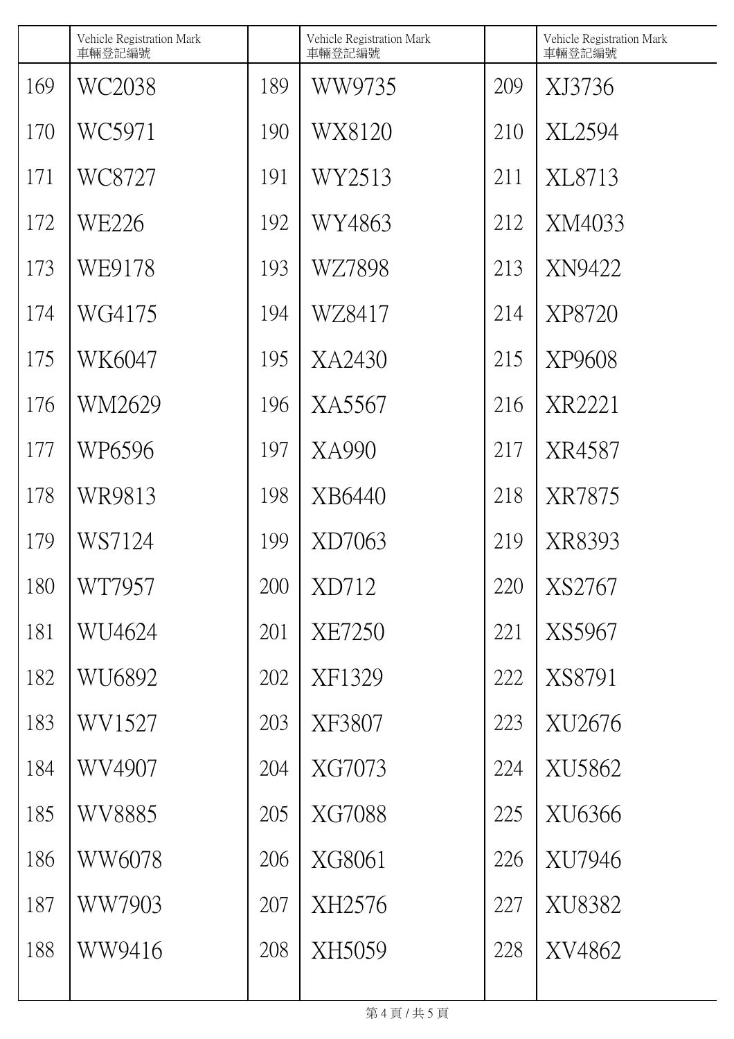| | Vehicle Registration Mark 車輛登記編號 | | Vehicle Registration Mark 車輛登記編號 | | Vehicle Registration Mark 車輛登記編號 |
|---|---|---|---|---|---|
| 169 | WC2038 | 189 | WW9735 | 209 | XJ3736 |
| 170 | WC5971 | 190 | WX8120 | 210 | XL2594 |
| 171 | WC8727 | 191 | WY2513 | 211 | XL8713 |
| 172 | WE226 | 192 | WY4863 | 212 | XM4033 |
| 173 | WE9178 | 193 | WZ7898 | 213 | XN9422 |
| 174 | WG4175 | 194 | WZ8417 | 214 | XP8720 |
| 175 | WK6047 | 195 | XA2430 | 215 | XP9608 |
| 176 | WM2629 | 196 | XA5567 | 216 | XR2221 |
| 177 | WP6596 | 197 | XA990 | 217 | XR4587 |
| 178 | WR9813 | 198 | XB6440 | 218 | XR7875 |
| 179 | WS7124 | 199 | XD7063 | 219 | XR8393 |
| 180 | WT7957 | 200 | XD712 | 220 | XS2767 |
| 181 | WU4624 | 201 | XE7250 | 221 | XS5967 |
| 182 | WU6892 | 202 | XF1329 | 222 | XS8791 |
| 183 | WV1527 | 203 | XF3807 | 223 | XU2676 |
| 184 | WV4907 | 204 | XG7073 | 224 | XU5862 |
| 185 | WV8885 | 205 | XG7088 | 225 | XU6366 |
| 186 | WW6078 | 206 | XG8061 | 226 | XU7946 |
| 187 | WW7903 | 207 | XH2576 | 227 | XU8382 |
| 188 | WW9416 | 208 | XH5059 | 228 | XV4862 |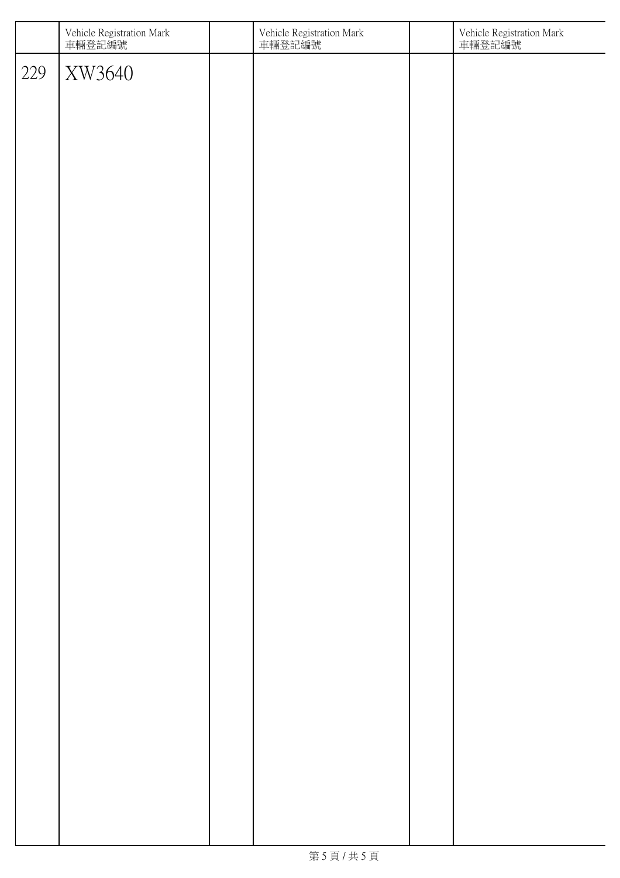| | Vehicle Registration Mark<br>車輛登記編號 | | Vehicle Registration Mark<br>車輛登記編號 | | Vehicle Registration Mark<br>車輛登記編號 |
|---|---|---|---|---|---|
| 229 | XW3640 | | | | |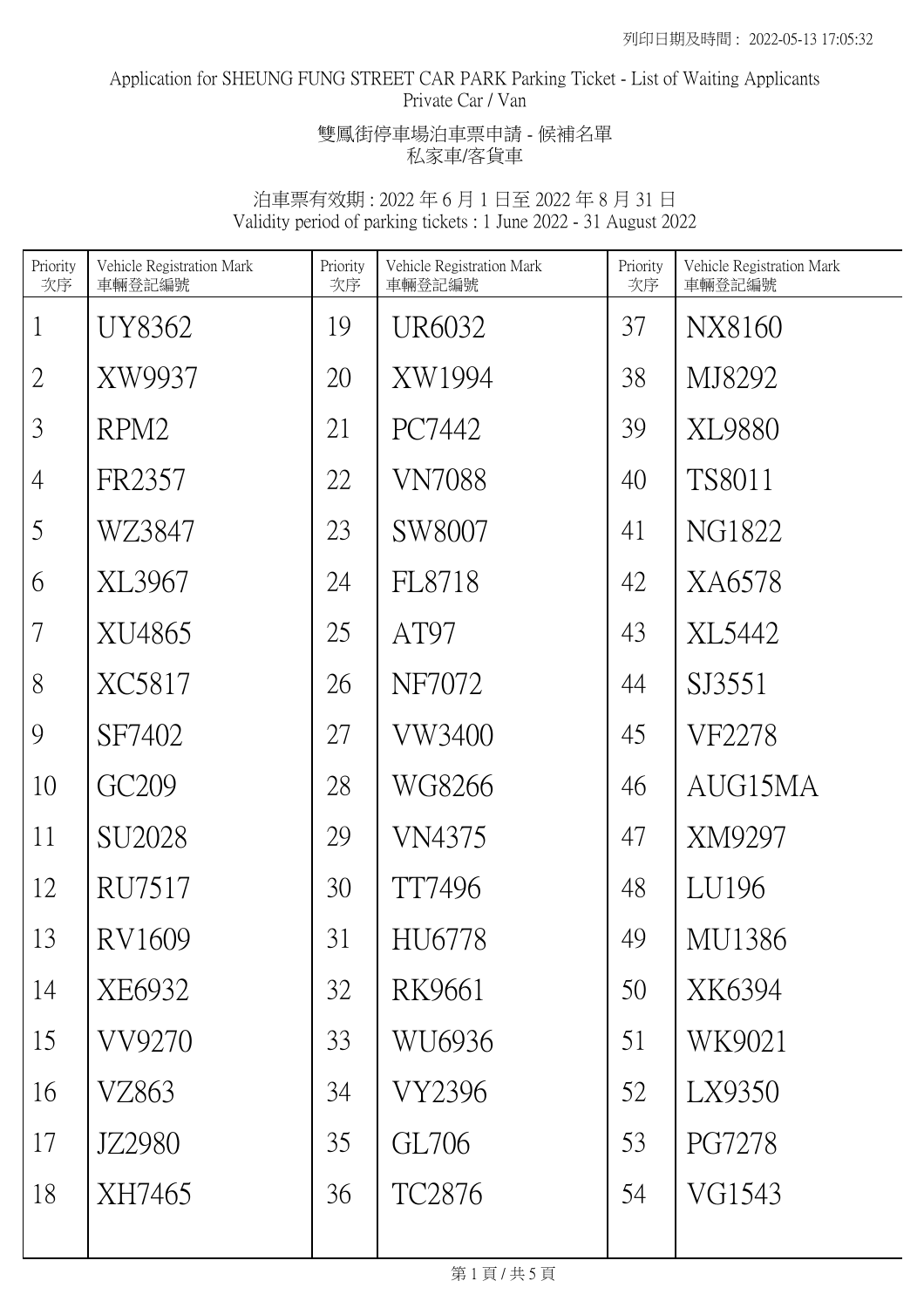Application for SHEUNG FUNG STREET CAR PARK Parking Ticket - List of Waiting Applicants
Private Car / Van

雙鳳街停車場泊車票申請 - 候補名單
私家車/客貨車

泊車票有效期 : 2022 年 6 月 1 日至 2022 年 8 月 31 日
Validity period of parking tickets : 1 June 2022 - 31 August 2022

| Priority 次序 | Vehicle Registration Mark 車輛登記編號 | Priority 次序 | Vehicle Registration Mark 車輛登記編號 | Priority 次序 | Vehicle Registration Mark 車輛登記編號 |
|---|---|---|---|---|---|
| 1 | UY8362 | 19 | UR6032 | 37 | NX8160 |
| 2 | XW9937 | 20 | XW1994 | 38 | MJ8292 |
| 3 | RPM2 | 21 | PC7442 | 39 | XL9880 |
| 4 | FR2357 | 22 | VN7088 | 40 | TS8011 |
| 5 | WZ3847 | 23 | SW8007 | 41 | NG1822 |
| 6 | XL3967 | 24 | FL8718 | 42 | XA6578 |
| 7 | XU4865 | 25 | AT97 | 43 | XL5442 |
| 8 | XC5817 | 26 | NF7072 | 44 | SJ3551 |
| 9 | SF7402 | 27 | VW3400 | 45 | VF2278 |
| 10 | GC209 | 28 | WG8266 | 46 | AUG15MA |
| 11 | SU2028 | 29 | VN4375 | 47 | XM9297 |
| 12 | RU7517 | 30 | TT7496 | 48 | LU196 |
| 13 | RV1609 | 31 | HU6778 | 49 | MU1386 |
| 14 | XE6932 | 32 | RK9661 | 50 | XK6394 |
| 15 | VV9270 | 33 | WU6936 | 51 | WK9021 |
| 16 | VZ863 | 34 | VY2396 | 52 | LX9350 |
| 17 | JZ2980 | 35 | GL706 | 53 | PG7278 |
| 18 | XH7465 | 36 | TC2876 | 54 | VG1543 |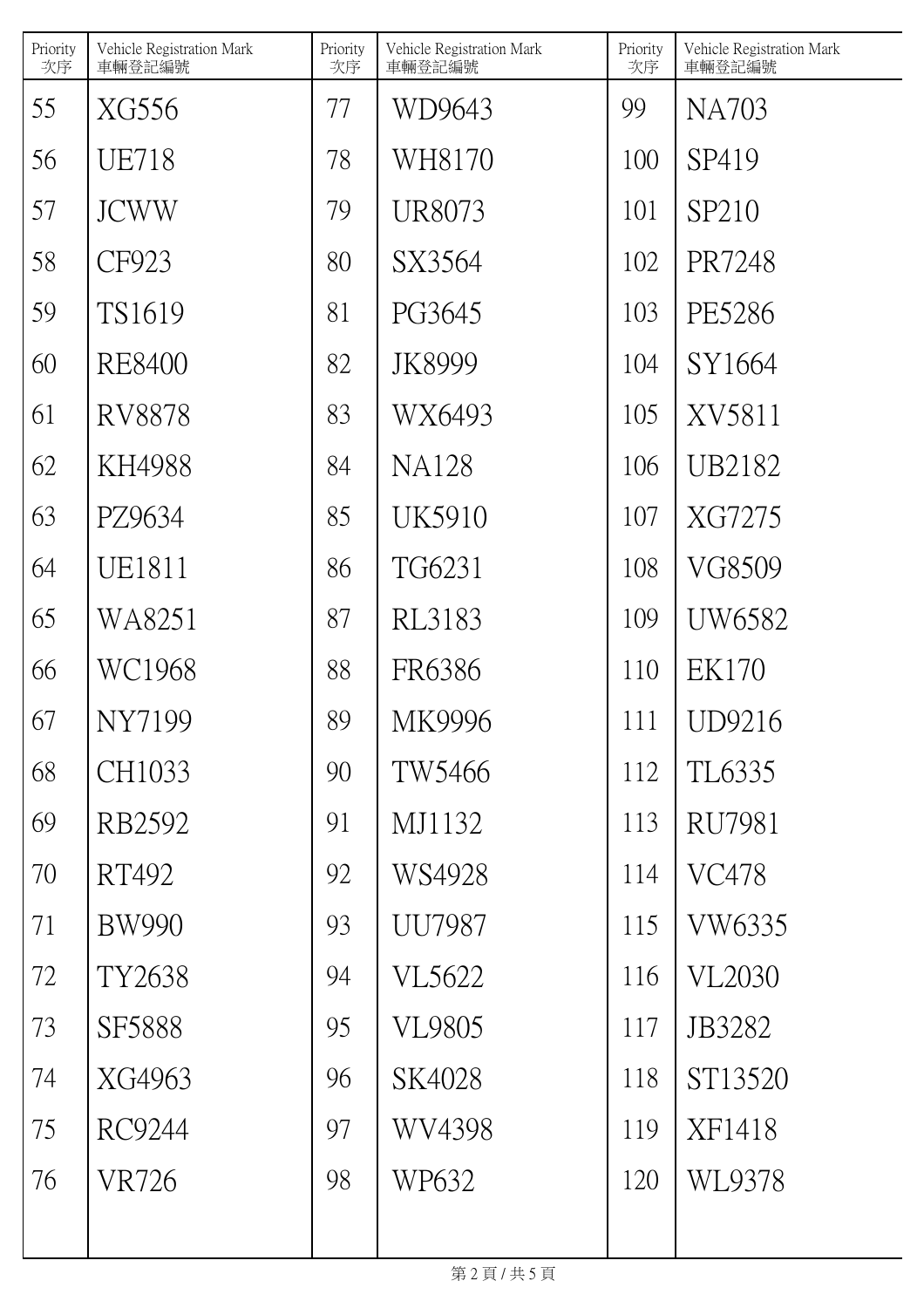| Priority 次序 | Vehicle Registration Mark 車輛登記編號 | Priority 次序 | Vehicle Registration Mark 車輛登記編號 | Priority 次序 | Vehicle Registration Mark 車輛登記編號 |
|---|---|---|---|---|---|
| 55 | XG556 | 77 | WD9643 | 99 | NA703 |
| 56 | UE718 | 78 | WH8170 | 100 | SP419 |
| 57 | JCWW | 79 | UR8073 | 101 | SP210 |
| 58 | CF923 | 80 | SX3564 | 102 | PR7248 |
| 59 | TS1619 | 81 | PG3645 | 103 | PE5286 |
| 60 | RE8400 | 82 | JK8999 | 104 | SY1664 |
| 61 | RV8878 | 83 | WX6493 | 105 | XV5811 |
| 62 | KH4988 | 84 | NA128 | 106 | UB2182 |
| 63 | PZ9634 | 85 | UK5910 | 107 | XG7275 |
| 64 | UE1811 | 86 | TG6231 | 108 | VG8509 |
| 65 | WA8251 | 87 | RL3183 | 109 | UW6582 |
| 66 | WC1968 | 88 | FR6386 | 110 | EK170 |
| 67 | NY7199 | 89 | MK9996 | 111 | UD9216 |
| 68 | CH1033 | 90 | TW5466 | 112 | TL6335 |
| 69 | RB2592 | 91 | MJ1132 | 113 | RU7981 |
| 70 | RT492 | 92 | WS4928 | 114 | VC478 |
| 71 | BW990 | 93 | UU7987 | 115 | VW6335 |
| 72 | TY2638 | 94 | VL5622 | 116 | VL2030 |
| 73 | SF5888 | 95 | VL9805 | 117 | JB3282 |
| 74 | XG4963 | 96 | SK4028 | 118 | ST13520 |
| 75 | RC9244 | 97 | WV4398 | 119 | XF1418 |
| 76 | VR726 | 98 | WP632 | 120 | WL9378 |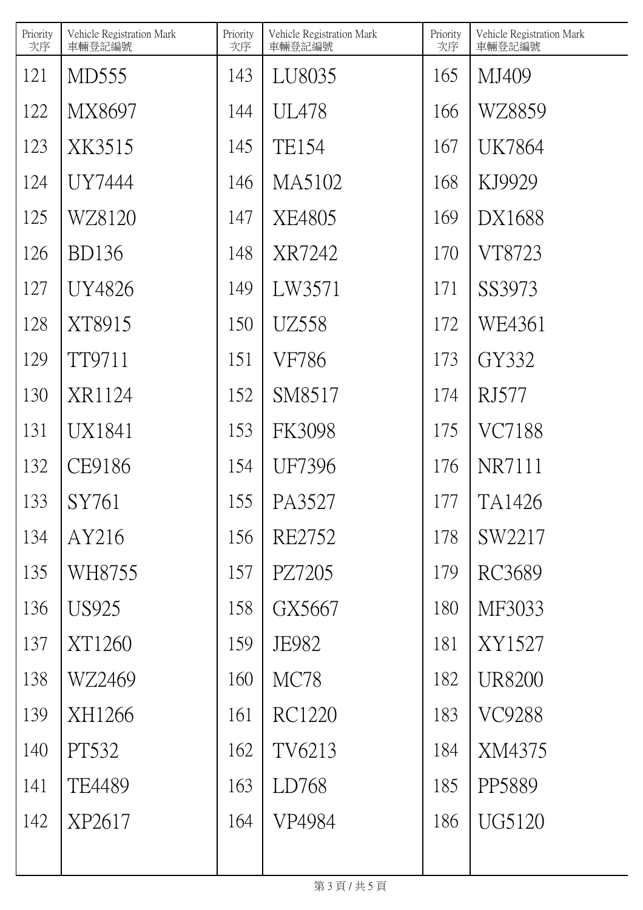| Priority 次序 | Vehicle Registration Mark 車輛登記編號 | Priority 次序 | Vehicle Registration Mark 車輛登記編號 | Priority 次序 | Vehicle Registration Mark 車輛登記編號 |
|---|---|---|---|---|---|
| 121 | MD555 | 143 | LU8035 | 165 | MJ409 |
| 122 | MX8697 | 144 | UL478 | 166 | WZ8859 |
| 123 | XK3515 | 145 | TE154 | 167 | UK7864 |
| 124 | UY7444 | 146 | MA5102 | 168 | KJ9929 |
| 125 | WZ8120 | 147 | XE4805 | 169 | DX1688 |
| 126 | BD136 | 148 | XR7242 | 170 | VT8723 |
| 127 | UY4826 | 149 | LW3571 | 171 | SS3973 |
| 128 | XT8915 | 150 | UZ558 | 172 | WE4361 |
| 129 | TT9711 | 151 | VF786 | 173 | GY332 |
| 130 | XR1124 | 152 | SM8517 | 174 | RJ577 |
| 131 | UX1841 | 153 | FK3098 | 175 | VC7188 |
| 132 | CE9186 | 154 | UF7396 | 176 | NR7111 |
| 133 | SY761 | 155 | PA3527 | 177 | TA1426 |
| 134 | AY216 | 156 | RE2752 | 178 | SW2217 |
| 135 | WH8755 | 157 | PZ7205 | 179 | RC3689 |
| 136 | US925 | 158 | GX5667 | 180 | MF3033 |
| 137 | XT1260 | 159 | JE982 | 181 | XY1527 |
| 138 | WZ2469 | 160 | MC78 | 182 | UR8200 |
| 139 | XH1266 | 161 | RC1220 | 183 | VC9288 |
| 140 | PT532 | 162 | TV6213 | 184 | XM4375 |
| 141 | TE4489 | 163 | LD768 | 185 | PP5889 |
| 142 | XP2617 | 164 | VP4984 | 186 | UG5120 |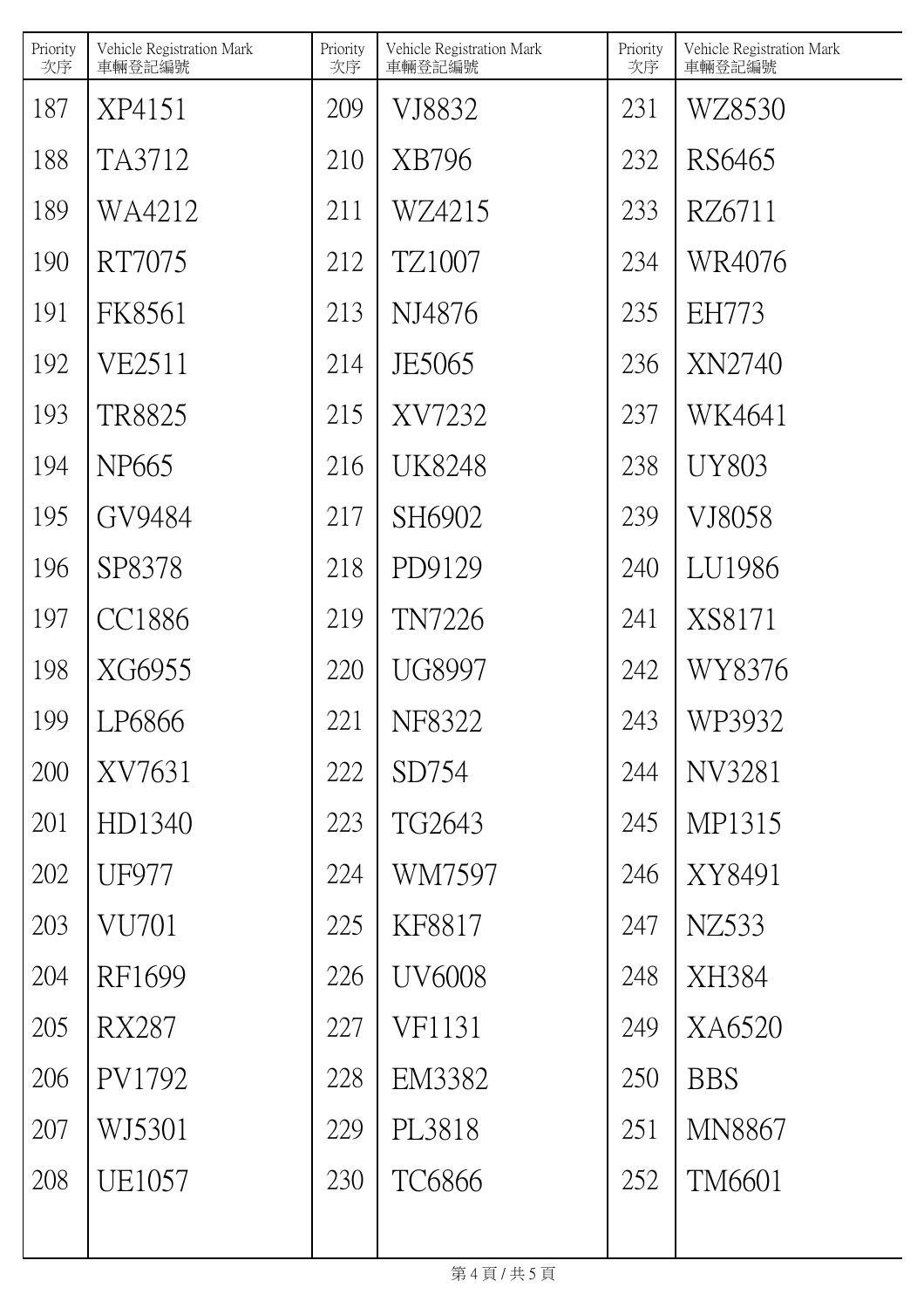| Priority 次序 | Vehicle Registration Mark 車輛登記編號 | Priority 次序 | Vehicle Registration Mark 車輛登記編號 | Priority 次序 | Vehicle Registration Mark 車輛登記編號 |
|---|---|---|---|---|---|
| 187 | XP4151 | 209 | VJ8832 | 231 | WZ8530 |
| 188 | TA3712 | 210 | XB796 | 232 | RS6465 |
| 189 | WA4212 | 211 | WZ4215 | 233 | RZ6711 |
| 190 | RT7075 | 212 | TZ1007 | 234 | WR4076 |
| 191 | FK8561 | 213 | NJ4876 | 235 | EH773 |
| 192 | VE2511 | 214 | JE5065 | 236 | XN2740 |
| 193 | TR8825 | 215 | XV7232 | 237 | WK4641 |
| 194 | NP665 | 216 | UK8248 | 238 | UY803 |
| 195 | GV9484 | 217 | SH6902 | 239 | VJ8058 |
| 196 | SP8378 | 218 | PD9129 | 240 | LU1986 |
| 197 | CC1886 | 219 | TN7226 | 241 | XS8171 |
| 198 | XG6955 | 220 | UG8997 | 242 | WY8376 |
| 199 | LP6866 | 221 | NF8322 | 243 | WP3932 |
| 200 | XV7631 | 222 | SD754 | 244 | NV3281 |
| 201 | HD1340 | 223 | TG2643 | 245 | MP1315 |
| 202 | UF977 | 224 | WM7597 | 246 | XY8491 |
| 203 | VU701 | 225 | KF8817 | 247 | NZ533 |
| 204 | RF1699 | 226 | UV6008 | 248 | XH384 |
| 205 | RX287 | 227 | VF1131 | 249 | XA6520 |
| 206 | PV1792 | 228 | EM3382 | 250 | BBS |
| 207 | WJ5301 | 229 | PL3818 | 251 | MN8867 |
| 208 | UE1057 | 230 | TC6866 | 252 | TM6601 |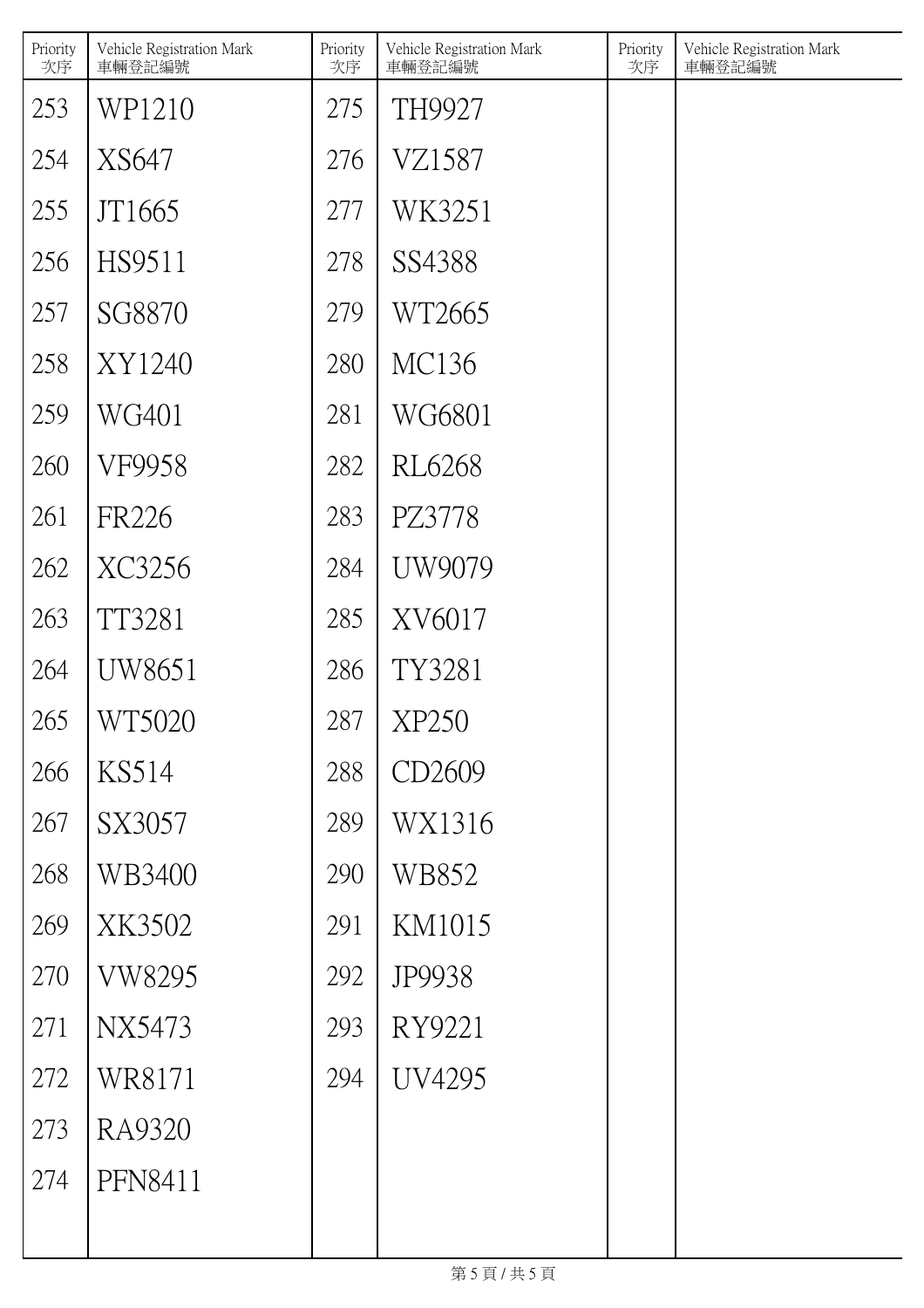| Priority 次序 | Vehicle Registration Mark 車輛登記編號 | Priority 次序 | Vehicle Registration Mark 車輛登記編號 | Priority 次序 | Vehicle Registration Mark 車輛登記編號 |
|---|---|---|---|---|---|
| 253 | WP1210 | 275 | TH9927 | | |
| 254 | XS647 | 276 | VZ1587 | | |
| 255 | JT1665 | 277 | WK3251 | | |
| 256 | HS9511 | 278 | SS4388 | | |
| 257 | SG8870 | 279 | WT2665 | | |
| 258 | XY1240 | 280 | MC136 | | |
| 259 | WG401 | 281 | WG6801 | | |
| 260 | VF9958 | 282 | RL6268 | | |
| 261 | FR226 | 283 | PZ3778 | | |
| 262 | XC3256 | 284 | UW9079 | | |
| 263 | TT3281 | 285 | XV6017 | | |
| 264 | UW8651 | 286 | TY3281 | | |
| 265 | WT5020 | 287 | XP250 | | |
| 266 | KS514 | 288 | CD2609 | | |
| 267 | SX3057 | 289 | WX1316 | | |
| 268 | WB3400 | 290 | WB852 | | |
| 269 | XK3502 | 291 | KM1015 | | |
| 270 | VW8295 | 292 | JP9938 | | |
| 271 | NX5473 | 293 | RY9221 | | |
| 272 | WR8171 | 294 | UV4295 | | |
| 273 | RA9320 | | | | |
| 274 | PFN8411 | | | | |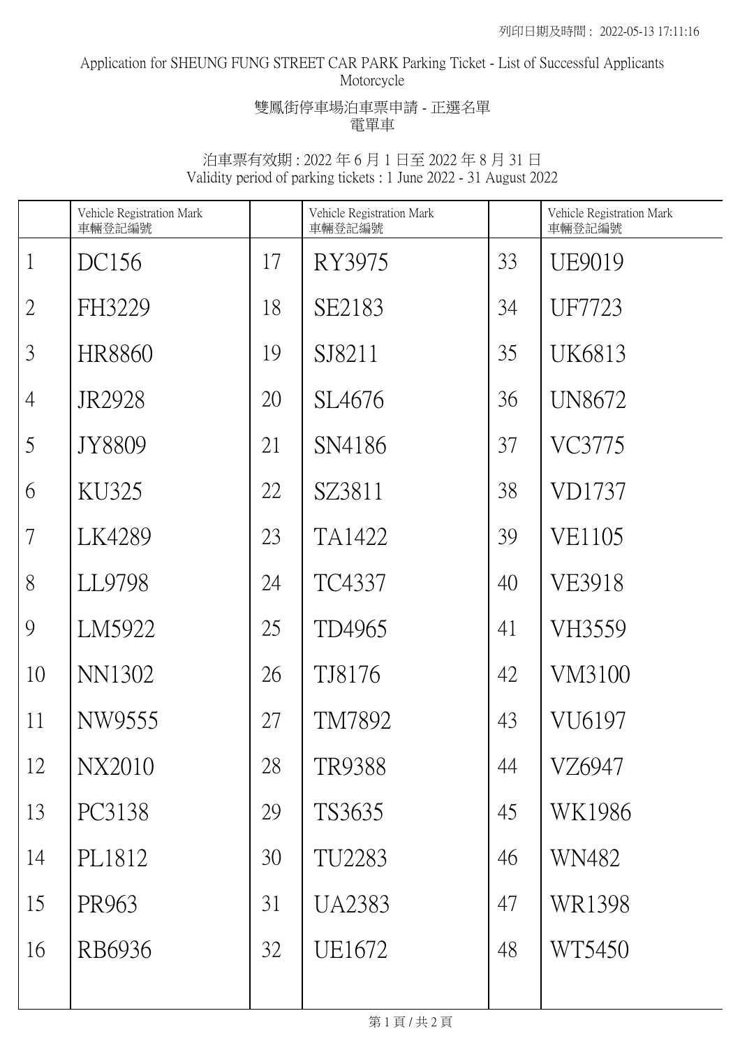列印日期及時間： 2022-05-13 17:11:16

Application for SHEUNG FUNG STREET CAR PARK Parking Ticket - List of Successful Applicants
Motorcycle

雙鳳街停車場泊車票申請 - 正選名單
電單車

泊車票有效期 : 2022 年 6 月 1 日至 2022 年 8 月 31 日
Validity period of parking tickets : 1 June 2022 - 31 August 2022

| | Vehicle Registration Mark 車輛登記編號 | | Vehicle Registration Mark 車輛登記編號 | | Vehicle Registration Mark 車輛登記編號 |
|---|---|---|---|---|---|
| 1 | DC156 | 17 | RY3975 | 33 | UE9019 |
| 2 | FH3229 | 18 | SE2183 | 34 | UF7723 |
| 3 | HR8860 | 19 | SJ8211 | 35 | UK6813 |
| 4 | JR2928 | 20 | SL4676 | 36 | UN8672 |
| 5 | JY8809 | 21 | SN4186 | 37 | VC3775 |
| 6 | KU325 | 22 | SZ3811 | 38 | VD1737 |
| 7 | LK4289 | 23 | TA1422 | 39 | VE1105 |
| 8 | LL9798 | 24 | TC4337 | 40 | VE3918 |
| 9 | LM5922 | 25 | TD4965 | 41 | VH3559 |
| 10 | NN1302 | 26 | TJ8176 | 42 | VM3100 |
| 11 | NW9555 | 27 | TM7892 | 43 | VU6197 |
| 12 | NX2010 | 28 | TR9388 | 44 | VZ6947 |
| 13 | PC3138 | 29 | TS3635 | 45 | WK1986 |
| 14 | PL1812 | 30 | TU2283 | 46 | WN482 |
| 15 | PR963 | 31 | UA2383 | 47 | WR1398 |
| 16 | RB6936 | 32 | UE1672 | 48 | WT5450 |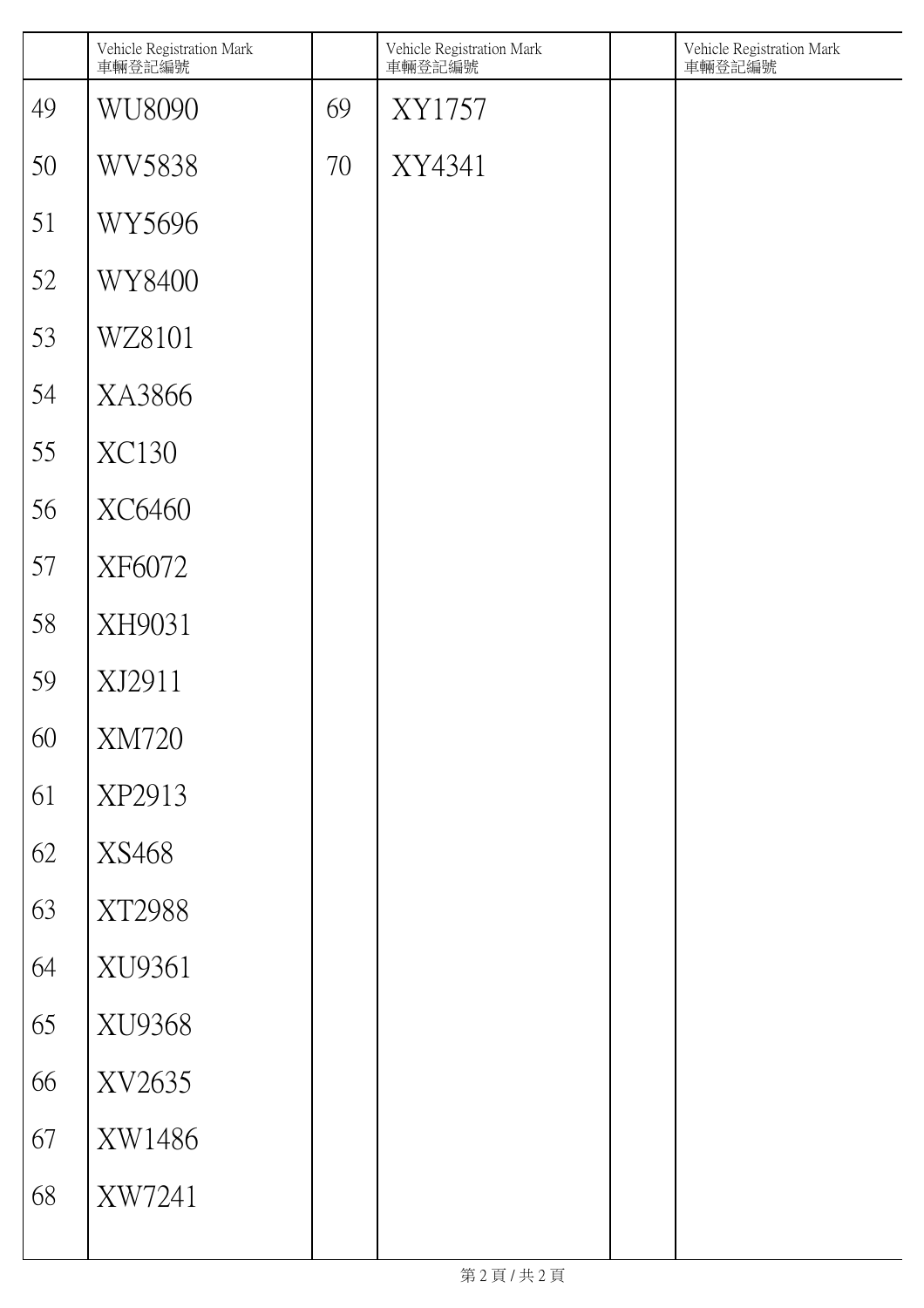| | Vehicle Registration Mark 車輛登記編號 | | Vehicle Registration Mark 車輛登記編號 | | Vehicle Registration Mark 車輛登記編號 |
|---|---|---|---|---|---|
| 49 | WU8090 | 69 | XY1757 | | |
| 50 | WV5838 | 70 | XY4341 | | |
| 51 | WY5696 | | | | |
| 52 | WY8400 | | | | |
| 53 | WZ8101 | | | | |
| 54 | XA3866 | | | | |
| 55 | XC130 | | | | |
| 56 | XC6460 | | | | |
| 57 | XF6072 | | | | |
| 58 | XH9031 | | | | |
| 59 | XJ2911 | | | | |
| 60 | XM720 | | | | |
| 61 | XP2913 | | | | |
| 62 | XS468 | | | | |
| 63 | XT2988 | | | | |
| 64 | XU9361 | | | | |
| 65 | XU9368 | | | | |
| 66 | XV2635 | | | | |
| 67 | XW1486 | | | | |
| 68 | XW7241 | | | | |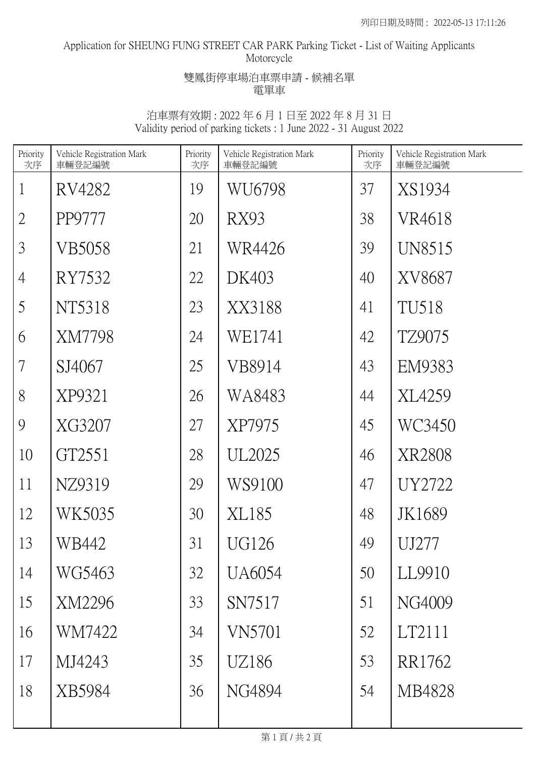Application for SHEUNG FUNG STREET CAR PARK Parking Ticket - List of Waiting Applicants
Motorcycle

雙鳳街停車場泊車票申請 - 候補名單
電單車

泊車票有效期 : 2022 年 6 月 1 日至 2022 年 8 月 31 日
Validity period of parking tickets : 1 June 2022 - 31 August 2022

| Priority 次序 | Vehicle Registration Mark 車輛登記編號 | Priority 次序 | Vehicle Registration Mark 車輛登記編號 | Priority 次序 | Vehicle Registration Mark 車輛登記編號 |
|---|---|---|---|---|---|
| 1 | RV4282 | 19 | WU6798 | 37 | XS1934 |
| 2 | PP9777 | 20 | RX93 | 38 | VR4618 |
| 3 | VB5058 | 21 | WR4426 | 39 | UN8515 |
| 4 | RY7532 | 22 | DK403 | 40 | XV8687 |
| 5 | NT5318 | 23 | XX3188 | 41 | TU518 |
| 6 | XM7798 | 24 | WE1741 | 42 | TZ9075 |
| 7 | SJ4067 | 25 | VB8914 | 43 | EM9383 |
| 8 | XP9321 | 26 | WA8483 | 44 | XL4259 |
| 9 | XG3207 | 27 | XP7975 | 45 | WC3450 |
| 10 | GT2551 | 28 | UL2025 | 46 | XR2808 |
| 11 | NZ9319 | 29 | WS9100 | 47 | UY2722 |
| 12 | WK5035 | 30 | XL185 | 48 | JK1689 |
| 13 | WB442 | 31 | UG126 | 49 | UJ277 |
| 14 | WG5463 | 32 | UA6054 | 50 | LL9910 |
| 15 | XM2296 | 33 | SN7517 | 51 | NG4009 |
| 16 | WM7422 | 34 | VN5701 | 52 | LT2111 |
| 17 | MJ4243 | 35 | UZ186 | 53 | RR1762 |
| 18 | XB5984 | 36 | NG4894 | 54 | MB4828 |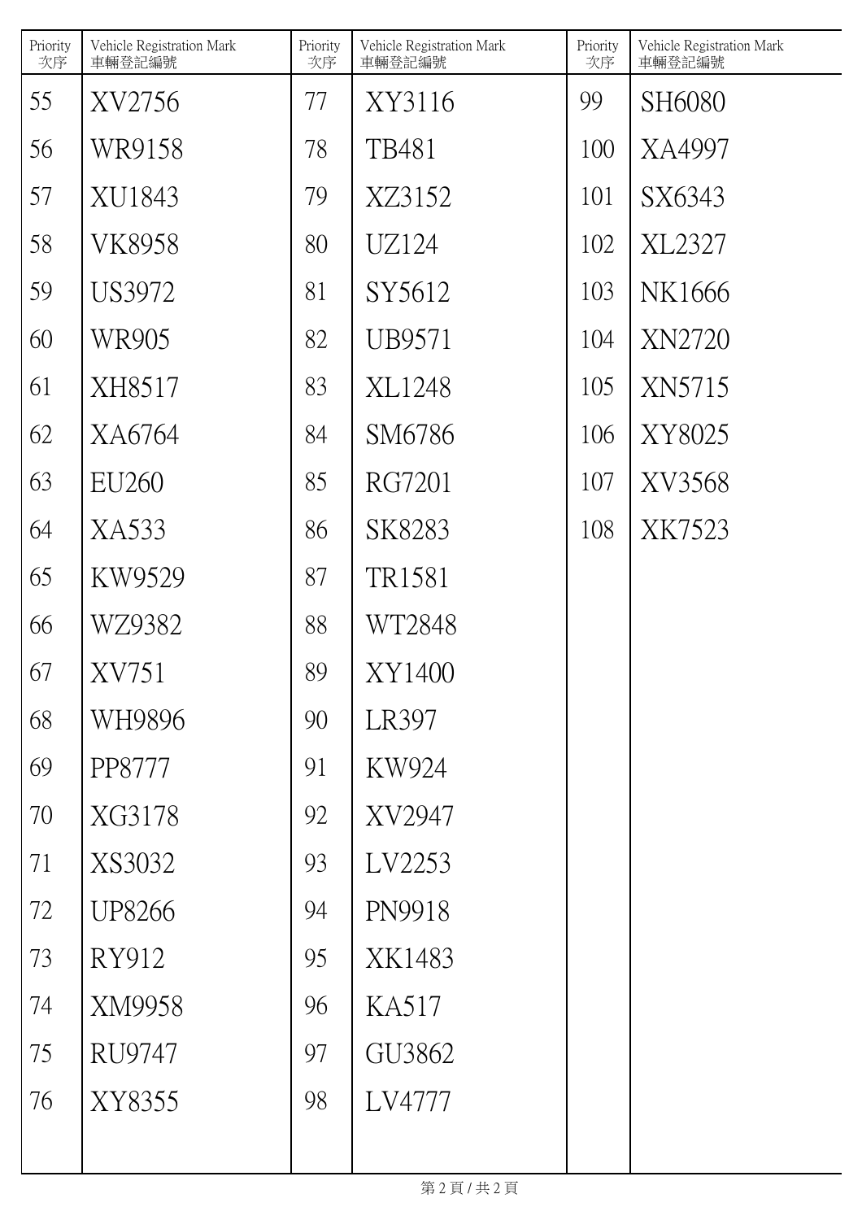| Priority 次序 | Vehicle Registration Mark 車輛登記編號 | Priority 次序 | Vehicle Registration Mark 車輛登記編號 | Priority 次序 | Vehicle Registration Mark 車輛登記編號 |
|---|---|---|---|---|---|
| 55 | XV2756 | 77 | XY3116 | 99 | SH6080 |
| 56 | WR9158 | 78 | TB481 | 100 | XA4997 |
| 57 | XU1843 | 79 | XZ3152 | 101 | SX6343 |
| 58 | VK8958 | 80 | UZ124 | 102 | XL2327 |
| 59 | US3972 | 81 | SY5612 | 103 | NK1666 |
| 60 | WR905 | 82 | UB9571 | 104 | XN2720 |
| 61 | XH8517 | 83 | XL1248 | 105 | XN5715 |
| 62 | XA6764 | 84 | SM6786 | 106 | XY8025 |
| 63 | EU260 | 85 | RG7201 | 107 | XV3568 |
| 64 | XA533 | 86 | SK8283 | 108 | XK7523 |
| 65 | KW9529 | 87 | TR1581 | | |
| 66 | WZ9382 | 88 | WT2848 | | |
| 67 | XV751 | 89 | XY1400 | | |
| 68 | WH9896 | 90 | LR397 | | |
| 69 | PP8777 | 91 | KW924 | | |
| 70 | XG3178 | 92 | XV2947 | | |
| 71 | XS3032 | 93 | LV2253 | | |
| 72 | UP8266 | 94 | PN9918 | | |
| 73 | RY912 | 95 | XK1483 | | |
| 74 | XM9958 | 96 | KA517 | | |
| 75 | RU9747 | 97 | GU3862 | | |
| 76 | XY8355 | 98 | LV4777 | | |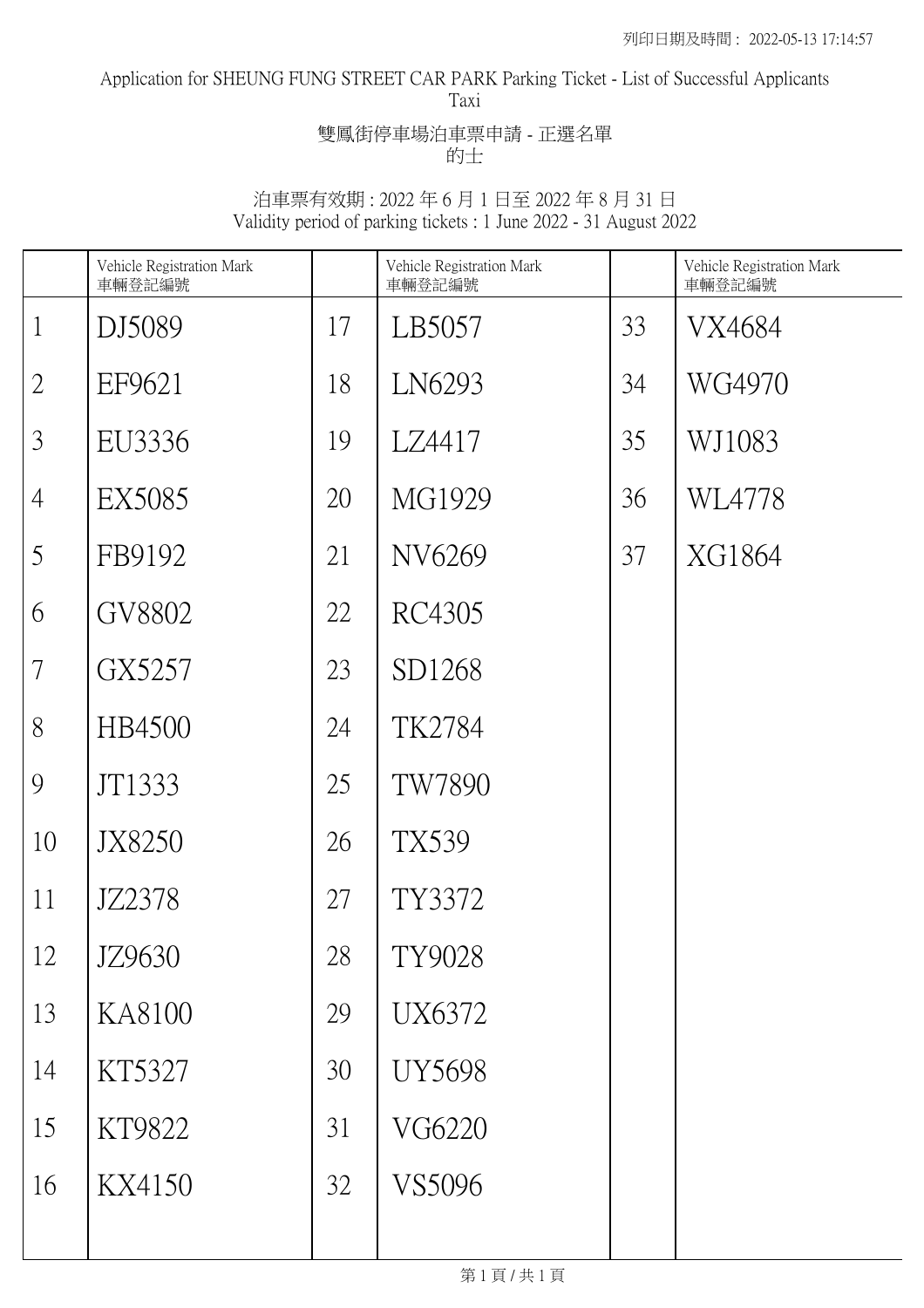Application for SHEUNG FUNG STREET CAR PARK Parking Ticket - List of Successful Applicants
Taxi

雙鳳街停車場泊車票申請 - 正選名單
的士

泊車票有效期 : 2022 年 6 月 1 日至 2022 年 8 月 31 日
Validity period of parking tickets : 1 June 2022 - 31 August 2022

| | Vehicle Registration Mark 車輛登記編號 | | Vehicle Registration Mark 車輛登記編號 | | Vehicle Registration Mark 車輛登記編號 |
|---|---|---|---|---|---|
| 1 | DJ5089 | 17 | LB5057 | 33 | VX4684 |
| 2 | EF9621 | 18 | LN6293 | 34 | WG4970 |
| 3 | EU3336 | 19 | LZ4417 | 35 | WJ1083 |
| 4 | EX5085 | 20 | MG1929 | 36 | WL4778 |
| 5 | FB9192 | 21 | NV6269 | 37 | XG1864 |
| 6 | GV8802 | 22 | RC4305 | | |
| 7 | GX5257 | 23 | SD1268 | | |
| 8 | HB4500 | 24 | TK2784 | | |
| 9 | JT1333 | 25 | TW7890 | | |
| 10 | JX8250 | 26 | TX539 | | |
| 11 | JZ2378 | 27 | TY3372 | | |
| 12 | JZ9630 | 28 | TY9028 | | |
| 13 | KA8100 | 29 | UX6372 | | |
| 14 | KT5327 | 30 | UY5698 | | |
| 15 | KT9822 | 31 | VG6220 | | |
| 16 | KX4150 | 32 | VS5096 | | |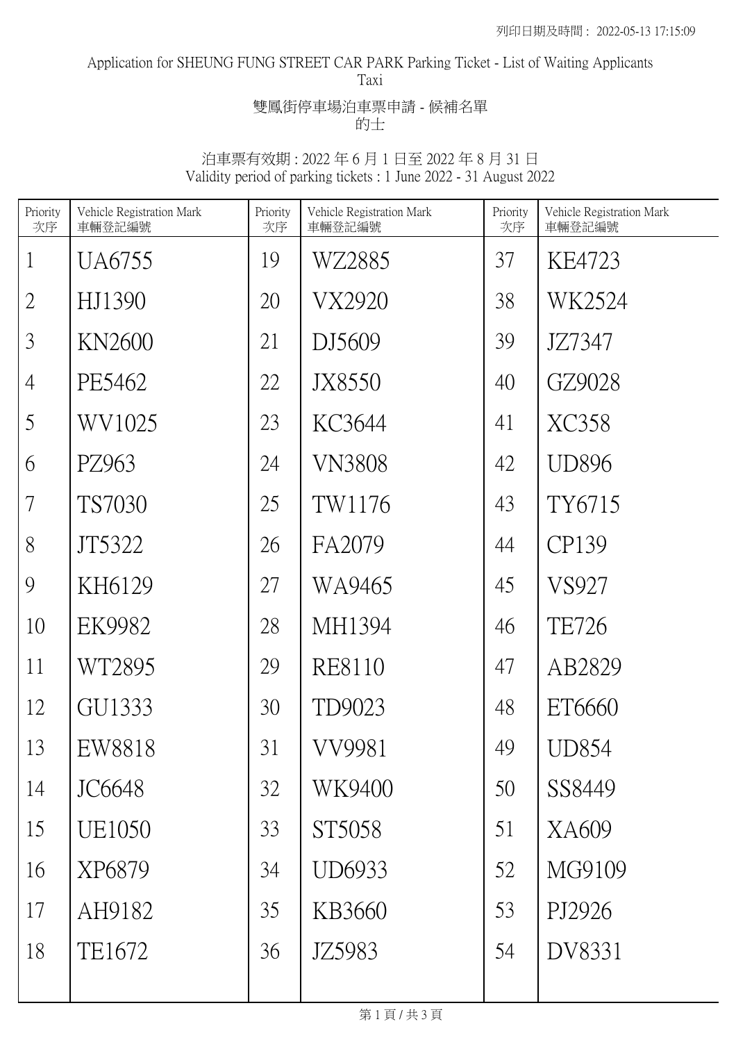列印日期及時間： 2022-05-13 17:15:09

Application for SHEUNG FUNG STREET CAR PARK Parking Ticket - List of Waiting Applicants
Taxi

雙鳳街停車場泊車票申請 - 候補名單
的士

泊車票有效期 : 2022 年 6 月 1 日至 2022 年 8 月 31 日
Validity period of parking tickets : 1 June 2022 - 31 August 2022

| Priority 次序 | Vehicle Registration Mark 車輛登記編號 | Priority 次序 | Vehicle Registration Mark 車輛登記編號 | Priority 次序 | Vehicle Registration Mark 車輛登記編號 |
|---|---|---|---|---|---|
| 1 | UA6755 | 19 | WZ2885 | 37 | KE4723 |
| 2 | HJ1390 | 20 | VX2920 | 38 | WK2524 |
| 3 | KN2600 | 21 | DJ5609 | 39 | JZ7347 |
| 4 | PE5462 | 22 | JX8550 | 40 | GZ9028 |
| 5 | WV1025 | 23 | KC3644 | 41 | XC358 |
| 6 | PZ963 | 24 | VN3808 | 42 | UD896 |
| 7 | TS7030 | 25 | TW1176 | 43 | TY6715 |
| 8 | JT5322 | 26 | FA2079 | 44 | CP139 |
| 9 | KH6129 | 27 | WA9465 | 45 | VS927 |
| 10 | EK9982 | 28 | MH1394 | 46 | TE726 |
| 11 | WT2895 | 29 | RE8110 | 47 | AB2829 |
| 12 | GU1333 | 30 | TD9023 | 48 | ET6660 |
| 13 | EW8818 | 31 | VV9981 | 49 | UD854 |
| 14 | JC6648 | 32 | WK9400 | 50 | SS8449 |
| 15 | UE1050 | 33 | ST5058 | 51 | XA609 |
| 16 | XP6879 | 34 | UD6933 | 52 | MG9109 |
| 17 | AH9182 | 35 | KB3660 | 53 | PJ2926 |
| 18 | TE1672 | 36 | JZ5983 | 54 | DV8331 |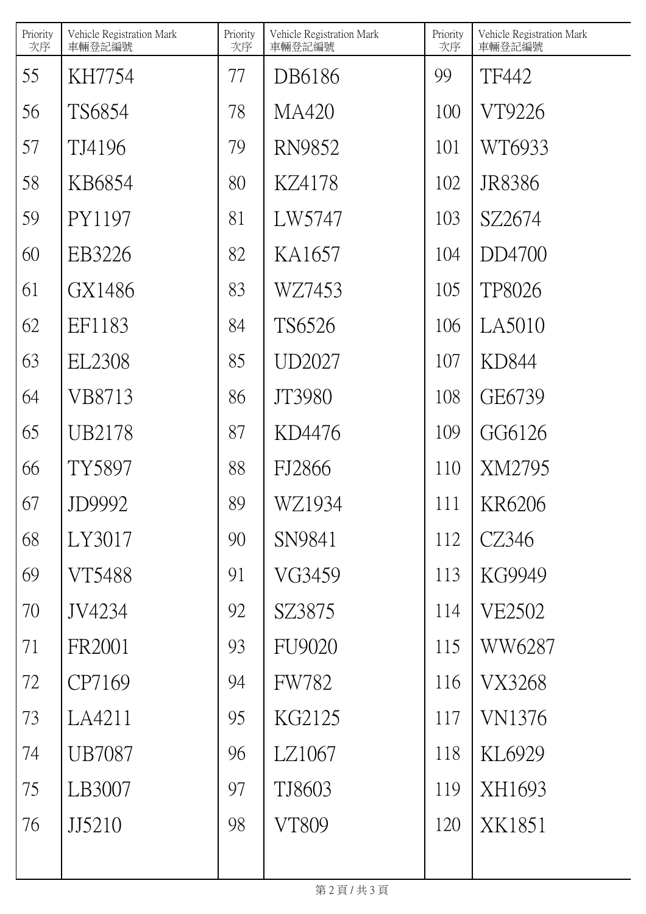| Priority 次序 | Vehicle Registration Mark 車輛登記編號 | Priority 次序 | Vehicle Registration Mark 車輛登記編號 | Priority 次序 | Vehicle Registration Mark 車輛登記編號 |
|---|---|---|---|---|---|
| 55 | KH7754 | 77 | DB6186 | 99 | TF442 |
| 56 | TS6854 | 78 | MA420 | 100 | VT9226 |
| 57 | TJ4196 | 79 | RN9852 | 101 | WT6933 |
| 58 | KB6854 | 80 | KZ4178 | 102 | JR8386 |
| 59 | PY1197 | 81 | LW5747 | 103 | SZ2674 |
| 60 | EB3226 | 82 | KA1657 | 104 | DD4700 |
| 61 | GX1486 | 83 | WZ7453 | 105 | TP8026 |
| 62 | EF1183 | 84 | TS6526 | 106 | LA5010 |
| 63 | EL2308 | 85 | UD2027 | 107 | KD844 |
| 64 | VB8713 | 86 | JT3980 | 108 | GE6739 |
| 65 | UB2178 | 87 | KD4476 | 109 | GG6126 |
| 66 | TY5897 | 88 | FJ2866 | 110 | XM2795 |
| 67 | JD9992 | 89 | WZ1934 | 111 | KR6206 |
| 68 | LY3017 | 90 | SN9841 | 112 | CZ346 |
| 69 | VT5488 | 91 | VG3459 | 113 | KG9949 |
| 70 | JV4234 | 92 | SZ3875 | 114 | VE2502 |
| 71 | FR2001 | 93 | FU9020 | 115 | WW6287 |
| 72 | CP7169 | 94 | FW782 | 116 | VX3268 |
| 73 | LA4211 | 95 | KG2125 | 117 | VN1376 |
| 74 | UB7087 | 96 | LZ1067 | 118 | KL6929 |
| 75 | LB3007 | 97 | TJ8603 | 119 | XH1693 |
| 76 | JJ5210 | 98 | VT809 | 120 | XK1851 |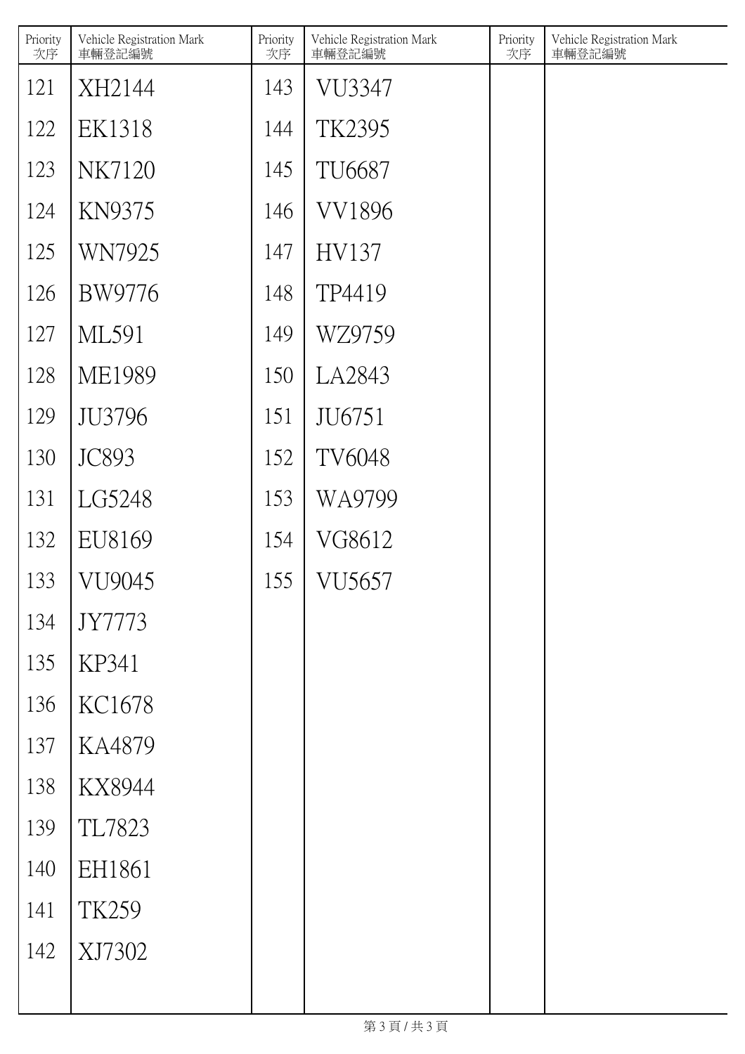| Priority 次序 | Vehicle Registration Mark 車輛登記編號 | Priority 次序 | Vehicle Registration Mark 車輛登記編號 | Priority 次序 | Vehicle Registration Mark 車輛登記編號 |
|---|---|---|---|---|---|
| 121 | XH2144 | 143 | VU3347 | | |
| 122 | EK1318 | 144 | TK2395 | | |
| 123 | NK7120 | 145 | TU6687 | | |
| 124 | KN9375 | 146 | VV1896 | | |
| 125 | WN7925 | 147 | HV137 | | |
| 126 | BW9776 | 148 | TP4419 | | |
| 127 | ML591 | 149 | WZ9759 | | |
| 128 | ME1989 | 150 | LA2843 | | |
| 129 | JU3796 | 151 | JU6751 | | |
| 130 | JC893 | 152 | TV6048 | | |
| 131 | LG5248 | 153 | WA9799 | | |
| 132 | EU8169 | 154 | VG8612 | | |
| 133 | VU9045 | 155 | VU5657 | | |
| 134 | JY7773 | | | | |
| 135 | KP341 | | | | |
| 136 | KC1678 | | | | |
| 137 | KA4879 | | | | |
| 138 | KX8944 | | | | |
| 139 | TL7823 | | | | |
| 140 | EH1861 | | | | |
| 141 | TK259 | | | | |
| 142 | XJ7302 | | | | |